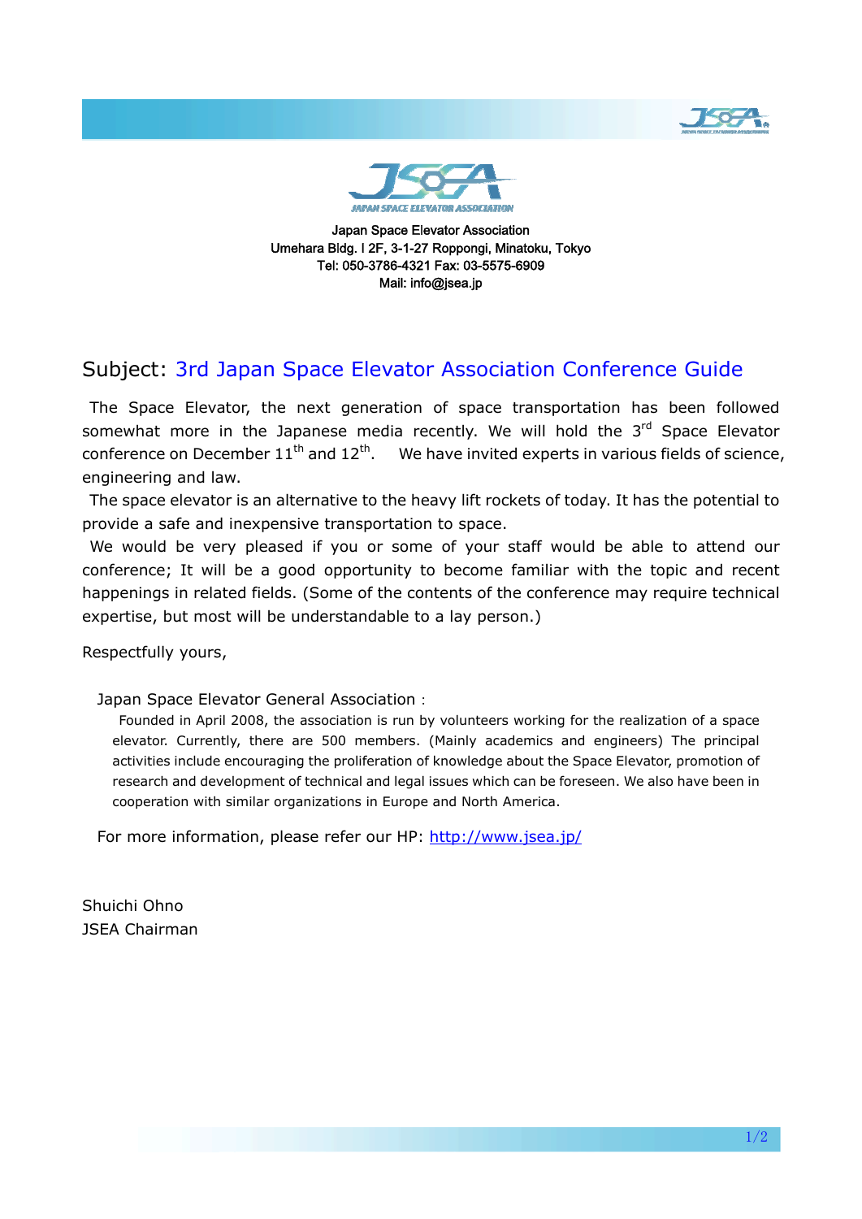Japan Space Elevator Association
Umehara Bldg. I 2F, 3-1-27 Roppongi, Minatoku, Tokyo
Tel: 050-3786-4321 Fax: 03-5575-6909
Mail: info@jsea.jp

## Subject: 3rd Japan Space Elevator Association Conference Guide

The Space Elevator, the next generation of space transportation has been followed somewhat more in the Japanese media recently. We will hold the 3rd Space Elevator conference on December 11th and 12th. We have invited experts in various fields of science, engineering and law.

The space elevator is an alternative to the heavy lift rockets of today. It has the potential to provide a safe and inexpensive transportation to space.

We would be very pleased if you or some of your staff would be able to attend our conference; It will be a good opportunity to become familiar with the topic and recent happenings in related fields. (Some of the contents of the conference may require technical expertise, but most will be understandable to a lay person.)

Respectfully yours,

Japan Space Elevator General Association :

Founded in April 2008, the association is run by volunteers working for the realization of a space elevator. Currently, there are 500 members. (Mainly academics and engineers) The principal activities include encouraging the proliferation of knowledge about the Space Elevator, promotion of research and development of technical and legal issues which can be foreseen. We also have been in cooperation with similar organizations in Europe and North America.

For more information, please refer our HP: [http://www.jsea.jp/](http://www.jsea.jp/)

Shuichi Ohno
JSEA Chairman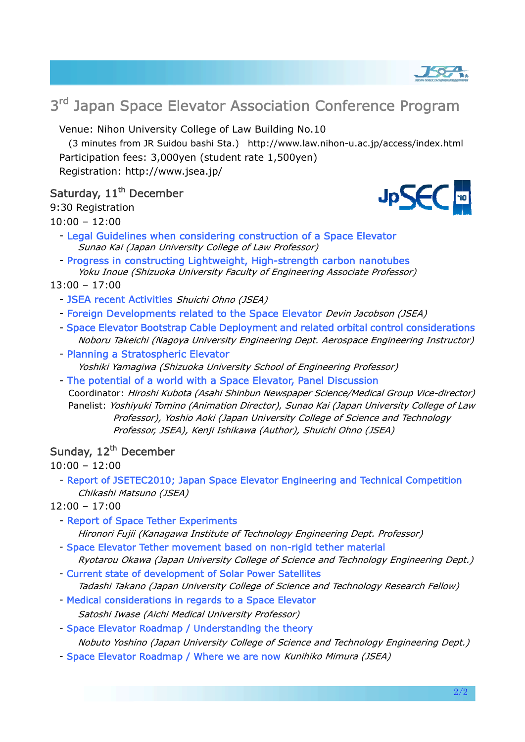# 3rd Japan Space Elevator Association Conference Program

Venue: Nihon University College of Law Building No.10

(3 minutes from JR Suidou bashi Sta.) http://www.law.nihon-u.ac.jp/access/index.html

Participation fees: 3,000yen (student rate 1,500yen)

Registration: http://www.jsea.jp/

## Saturday, 11th December

9:30 Registration

10:00 – 12:00

- Legal Guidelines when considering construction of a Space Elevator
  *Sunao Kai (Japan University College of Law Professor)*
- Progress in constructing Lightweight, High-strength carbon nanotubes
  *Yoku Inoue (Shizuoka University Faculty of Engineering Associate Professor)*

13:00 – 17:00

- JSEA recent Activities *Shuichi Ohno (JSEA)*
- Foreign Developments related to the Space Elevator *Devin Jacobson (JSEA)*
- Space Elevator Bootstrap Cable Deployment and related orbital control considerations
  *Noboru Takeichi (Nagoya University Engineering Dept. Aerospace Engineering Instructor)*
- Planning a Stratospheric Elevator
  *Yoshiki Yamagiwa (Shizuoka University School of Engineering Professor)*
- The potential of a world with a Space Elevator, Panel Discussion
  Coordinator: *Hiroshi Kubota (Asahi Shinbun Newspaper Science/Medical Group Vice-director)*
  Panelist: *Yoshiyuki Tomino (Animation Director), Sunao Kai (Japan University College of Law Professor), Yoshio Aoki (Japan University College of Science and Technology Professor, JSEA), Kenji Ishikawa (Author), Shuichi Ohno (JSEA)*

## Sunday, 12th December

10:00 – 12:00

- Report of JSETEC2010; Japan Space Elevator Engineering and Technical Competition
  *Chikashi Matsuno (JSEA)*

12:00 – 17:00

- Report of Space Tether Experiments
  *Hironori Fujii (Kanagawa Institute of Technology Engineering Dept. Professor)*
- Space Elevator Tether movement based on non-rigid tether material
  *Ryotarou Okawa (Japan University College of Science and Technology Engineering Dept.)*
- Current state of development of Solar Power Satellites
  *Tadashi Takano (Japan University College of Science and Technology Research Fellow)*
- Medical considerations in regards to a Space Elevator
  *Satoshi Iwase (Aichi Medical University Professor)*
- Space Elevator Roadmap / Understanding the theory
  *Nobuto Yoshino (Japan University College of Science and Technology Engineering Dept.)*
- Space Elevator Roadmap / Where we are now *Kunihiko Mimura (JSEA)*